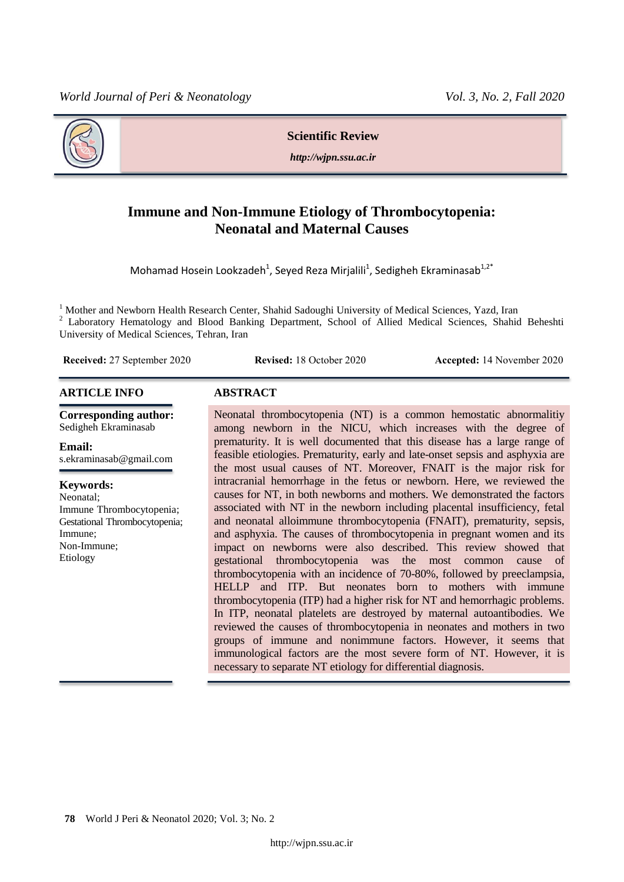**Scientific Review**

*http://wjpn.ssu.ac.ir*

# Immune and Non-Immune Etiology of Thrombocytopenia: Neonatal and Maternal Causes

Mohamad Hosein Lookzadeh[1], Seyed Reza Mirjalili[1], Sedigheh Ekraminasab[1,2*]

[1] Mother and Newborn Health Research Center, Shahid Sadoughi University of Medical Sciences, Yazd, Iran

[2] Laboratory Hematology and Blood Banking Department, School of Allied Medical Sciences, Shahid Beheshti University of Medical Sciences, Tehran, Iran

**Received:** 27 September 2020 **Revised:** 18 October 2020 **Accepted:** 14 November 2020

## ARTICLE INFO

**Corresponding author:**
Sedigheh Ekraminasab

**Email:**
s.ekraminasab@gmail.com

**Keywords:**
Neonatal;
Immune Thrombocytopenia;
Gestational Thrombocytopenia;
Immune;
Non-Immune;
Etiology

## ABSTRACT

Neonatal thrombocytopenia (NT) is a common hemostatic abnormalitiy among newborn in the NICU, which increases with the degree of prematurity. It is well documented that this disease has a large range of feasible etiologies. Prematurity, early and late-onset sepsis and asphyxia are the most usual causes of NT. Moreover, FNAIT is the major risk for intracranial hemorrhage in the fetus or newborn. Here, we reviewed the causes for NT, in both newborns and mothers. We demonstrated the factors associated with NT in the newborn including placental insufficiency, fetal and neonatal alloimmune thrombocytopenia (FNAIT), prematurity, sepsis, and asphyxia. The causes of thrombocytopenia in pregnant women and its impact on newborns were also described. This review showed that gestational thrombocytopenia was the most common cause of thrombocytopenia with an incidence of 70-80%, followed by preeclampsia, HELLP and ITP. But neonates born to mothers with immune thrombocytopenia (ITP) had a higher risk for NT and hemorrhagic problems. In ITP, neonatal platelets are destroyed by maternal autoantibodies. We reviewed the causes of thrombocytopenia in neonates and mothers in two groups of immune and nonimmune factors. However, it seems that immunological factors are the most severe form of NT. However, it is necessary to separate NT etiology for differential diagnosis.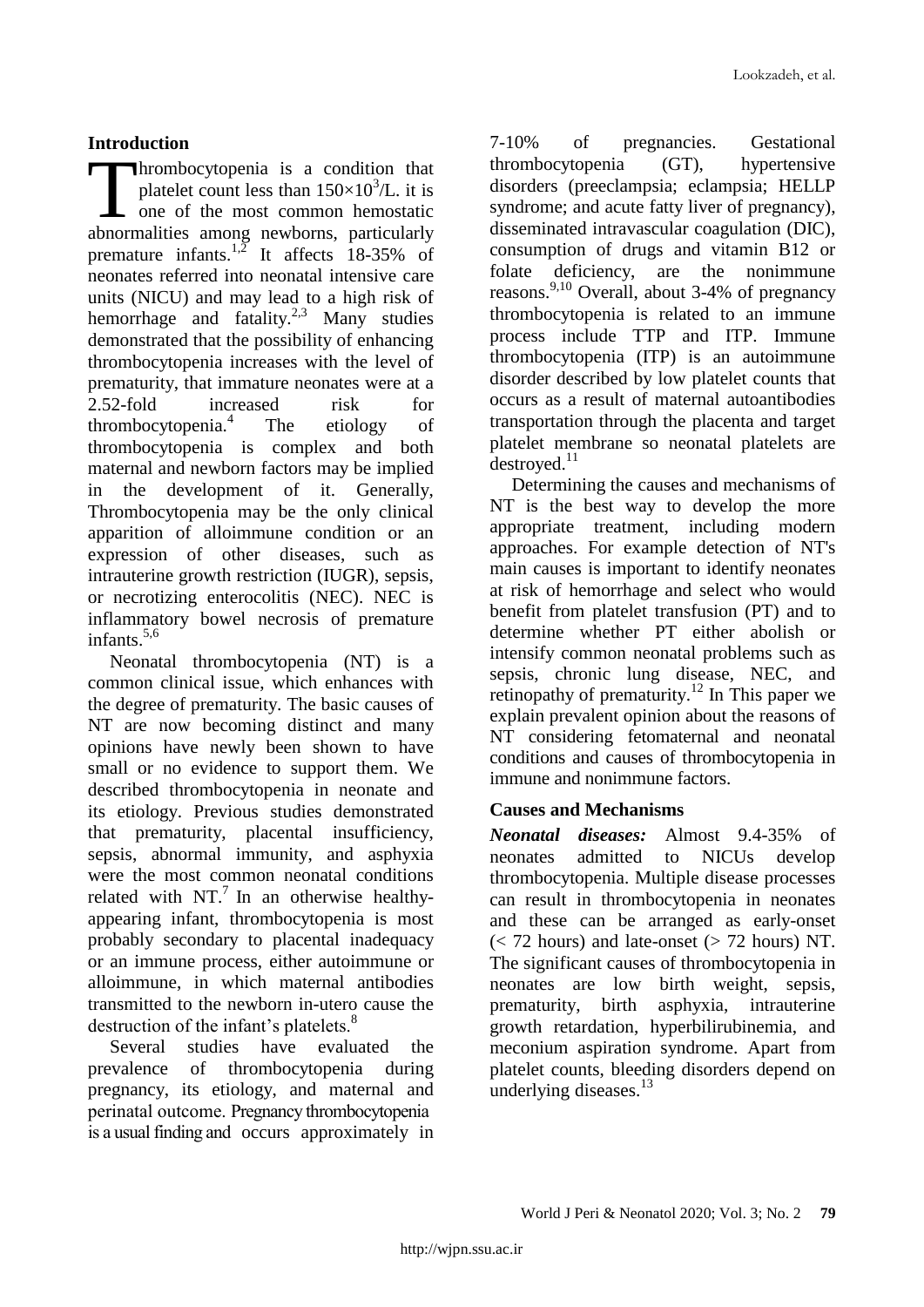## Introduction

Thrombocytopenia is a condition that platelet count less than $150\times10^3$/L. it is one of the most common hemostatic abnormalities among newborns, particularly premature infants.[1,2] It affects 18-35% of neonates referred into neonatal intensive care units (NICU) and may lead to a high risk of hemorrhage and fatality.[2,3] Many studies demonstrated that the possibility of enhancing thrombocytopenia increases with the level of prematurity, that immature neonates were at a 2.52-fold increased risk for thrombocytopenia.[4] The etiology of thrombocytopenia is complex and both maternal and newborn factors may be implied in the development of it. Generally, Thrombocytopenia may be the only clinical apparition of alloimmune condition or an expression of other diseases, such as intrauterine growth restriction (IUGR), sepsis, or necrotizing enterocolitis (NEC). NEC is inflammatory bowel necrosis of premature infants.[5,6]

Neonatal thrombocytopenia (NT) is a common clinical issue, which enhances with the degree of prematurity. The basic causes of NT are now becoming distinct and many opinions have newly been shown to have small or no evidence to support them. We described thrombocytopenia in neonate and its etiology. Previous studies demonstrated that prematurity, placental insufficiency, sepsis, abnormal immunity, and asphyxia were the most common neonatal conditions related with NT.[7] In an otherwise healthy-appearing infant, thrombocytopenia is most probably secondary to placental inadequacy or an immune process, either autoimmune or alloimmune, in which maternal antibodies transmitted to the newborn in-utero cause the destruction of the infant's platelets.[8]

Several studies have evaluated the prevalence of thrombocytopenia during pregnancy, its etiology, and maternal and perinatal outcome. Pregnancy thrombocytopenia is a usual finding and occurs approximately in 7-10% of pregnancies. Gestational thrombocytopenia (GT), hypertensive disorders (preeclampsia; eclampsia; HELLP syndrome; and acute fatty liver of pregnancy), disseminated intravascular coagulation (DIC), consumption of drugs and vitamin B12 or folate deficiency, are the nonimmune reasons.[9,10] Overall, about 3-4% of pregnancy thrombocytopenia is related to an immune process include TTP and ITP. Immune thrombocytopenia (ITP) is an autoimmune disorder described by low platelet counts that occurs as a result of maternal autoantibodies transportation through the placenta and target platelet membrane so neonatal platelets are destroyed.[11]

Determining the causes and mechanisms of NT is the best way to develop the more appropriate treatment, including modern approaches. For example detection of NT's main causes is important to identify neonates at risk of hemorrhage and select who would benefit from platelet transfusion (PT) and to determine whether PT either abolish or intensify common neonatal problems such as sepsis, chronic lung disease, NEC, and retinopathy of prematurity.[12] In This paper we explain prevalent opinion about the reasons of NT considering fetomaternal and neonatal conditions and causes of thrombocytopenia in immune and nonimmune factors.

## Causes and Mechanisms

***Neonatal diseases:*** Almost 9.4-35% of neonates admitted to NICUs develop thrombocytopenia. Multiple disease processes can result in thrombocytopenia in neonates and these can be arranged as early-onset (< 72 hours) and late-onset (> 72 hours) NT. The significant causes of thrombocytopenia in neonates are low birth weight, sepsis, prematurity, birth asphyxia, intrauterine growth retardation, hyperbilirubinemia, and meconium aspiration syndrome. Apart from platelet counts, bleeding disorders depend on underlying diseases.[13]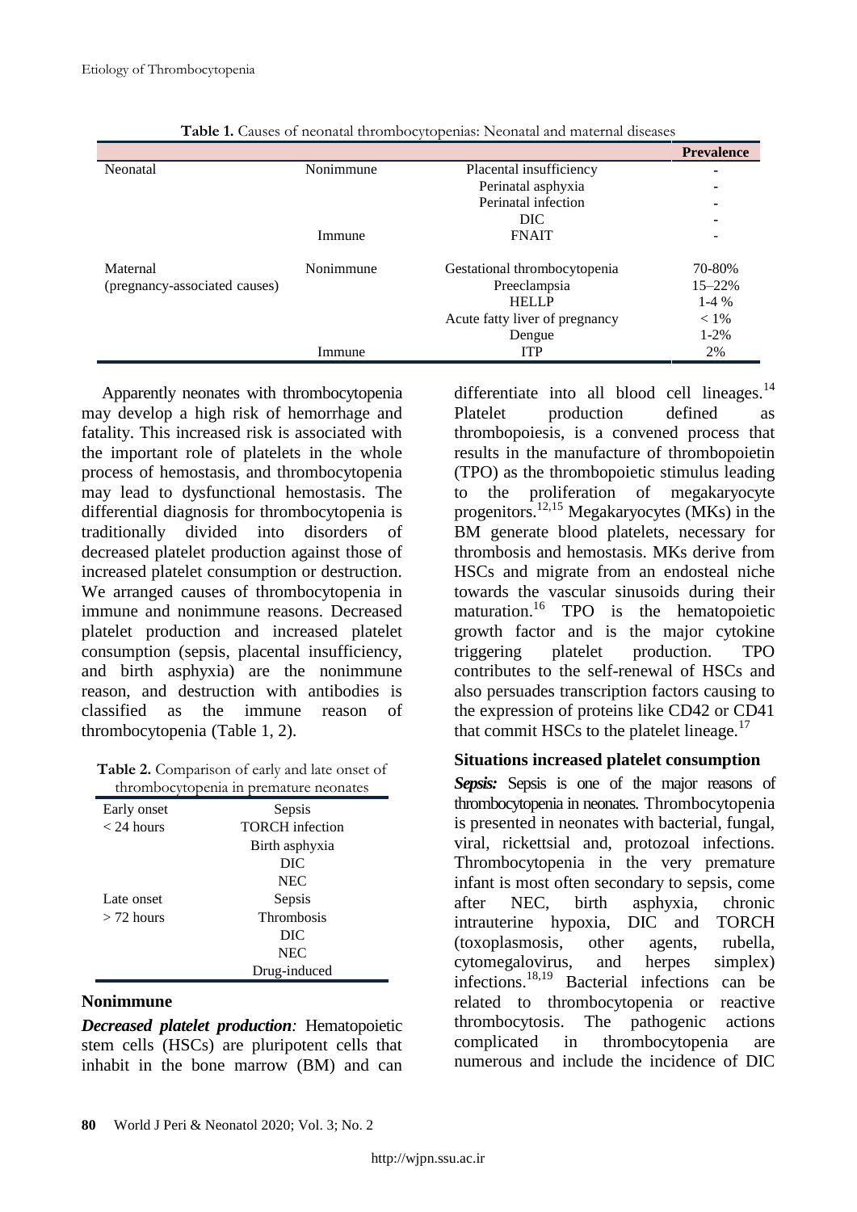**Table 1.** Causes of neonatal thrombocytopenias: Neonatal and maternal diseases

| | | | Prevalence |
|---|---|---|---|
| Neonatal | Nonimmune | Placental insufficiency | - |
| | | Perinatal asphyxia | - |
| | | Perinatal infection | - |
| | | DIC | - |
| | Immune | FNAIT | - |
| Maternal (pregnancy-associated causes) | Nonimmune | Gestational thrombocytopenia | 70-80% |
| | | Preeclampsia | 15–22% |
| | | HELLP | 1-4 % |
| | | Acute fatty liver of pregnancy | < 1% |
| | | Dengue | 1-2% |
| | Immune | ITP | 2% |

Apparently neonates with thrombocytopenia may develop a high risk of hemorrhage and fatality. This increased risk is associated with the important role of platelets in the whole process of hemostasis, and thrombocytopenia may lead to dysfunctional hemostasis. The differential diagnosis for thrombocytopenia is traditionally divided into disorders of decreased platelet production against those of increased platelet consumption or destruction. We arranged causes of thrombocytopenia in immune and nonimmune reasons. Decreased platelet production and increased platelet consumption (sepsis, placental insufficiency, and birth asphyxia) are the nonimmune reason, and destruction with antibodies is classified as the immune reason of thrombocytopenia (Table 1, 2).

**Table 2.** Comparison of early and late onset of thrombocytopenia in premature neonates

| | |
|---|---|
| Early onset | Sepsis |
| < 24 hours | TORCH infection |
| | Birth asphyxia |
| | DIC |
| | NEC |
| Late onset | Sepsis |
| > 72 hours | Thrombosis |
| | DIC |
| | NEC |
| | Drug-induced |

## Nonimmune

***Decreased platelet production**:* Hematopoietic stem cells (HSCs) are pluripotent cells that inhabit in the bone marrow (BM) and can differentiate into all blood cell lineages.[14] Platelet production defined as thrombopoiesis, is a convened process that results in the manufacture of thrombopoietin (TPO) as the thrombopoietic stimulus leading to the proliferation of megakaryocyte progenitors.[12,15] Megakaryocytes (MKs) in the BM generate blood platelets, necessary for thrombosis and hemostasis. MKs derive from HSCs and migrate from an endosteal niche towards the vascular sinusoids during their maturation.[16] TPO is the hematopoietic growth factor and is the major cytokine triggering platelet production. TPO contributes to the self-renewal of HSCs and also persuades transcription factors causing to the expression of proteins like CD42 or CD41 that commit HSCs to the platelet lineage.[17]

### Situations increased platelet consumption

***Sepsis:*** Sepsis is one of the major reasons of thrombocytopenia in neonates. Thrombocytopenia is presented in neonates with bacterial, fungal, viral, rickettsial and, protozoal infections. Thrombocytopenia in the very premature infant is most often secondary to sepsis, come after NEC, birth asphyxia, chronic intrauterine hypoxia, DIC and TORCH (toxoplasmosis, other agents, rubella, cytomegalovirus, and herpes simplex) infections.[18,19] Bacterial infections can be related to thrombocytopenia or reactive thrombocytosis. The pathogenic actions complicated in thrombocytopenia are numerous and include the incidence of DIC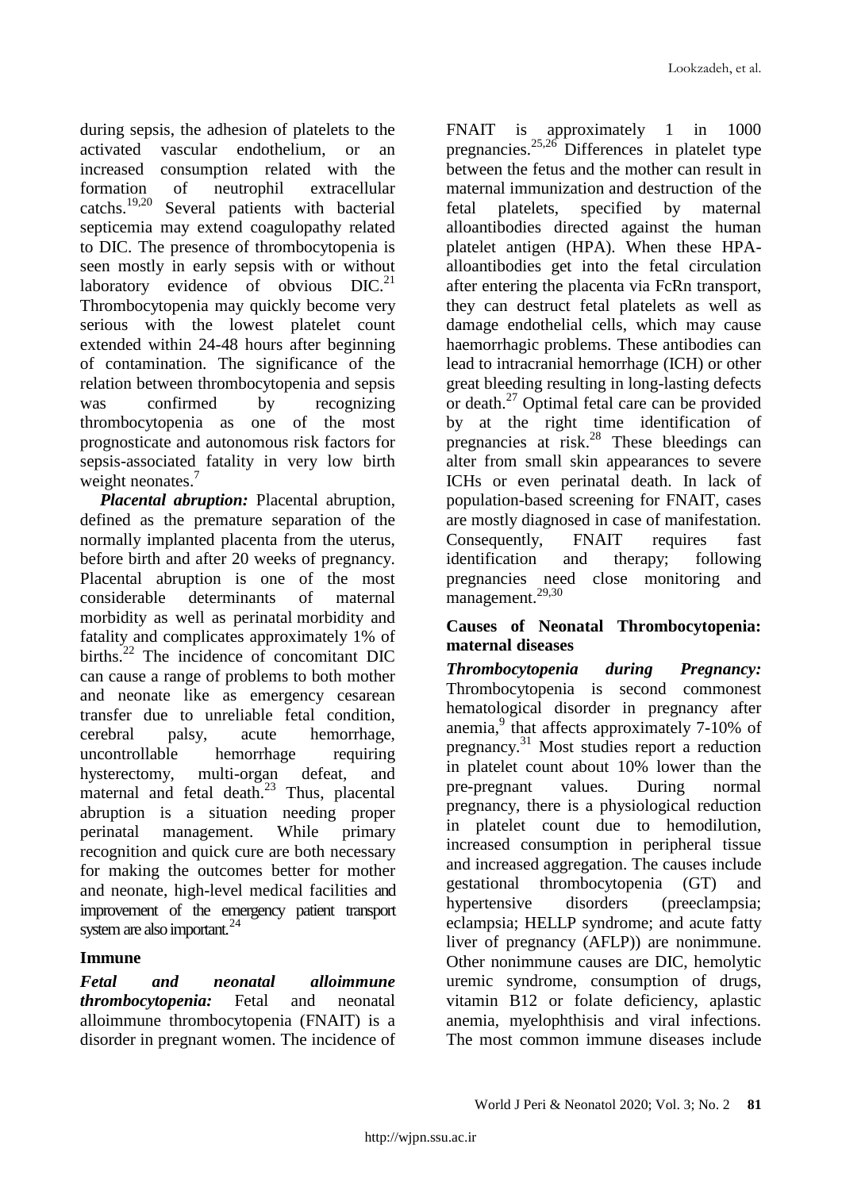during sepsis, the adhesion of platelets to the activated vascular endothelium, or an increased consumption related with the formation of neutrophil extracellular catchs.[19,20] Several patients with bacterial septicemia may extend coagulopathy related to DIC. The presence of thrombocytopenia is seen mostly in early sepsis with or without laboratory evidence of obvious DIC.[21] Thrombocytopenia may quickly become very serious with the lowest platelet count extended within 24-48 hours after beginning of contamination. The significance of the relation between thrombocytopenia and sepsis was confirmed by recognizing thrombocytopenia as one of the most prognosticate and autonomous risk factors for sepsis-associated fatality in very low birth weight neonates.[7]

***Placental abruption:*** Placental abruption, defined as the premature separation of the normally implanted placenta from the uterus, before birth and after 20 weeks of pregnancy. Placental abruption is one of the most considerable determinants of maternal morbidity as well as perinatal morbidity and fatality and complicates approximately 1% of births.[22] The incidence of concomitant DIC can cause a range of problems to both mother and neonate like as emergency cesarean transfer due to unreliable fetal condition, cerebral palsy, acute hemorrhage, uncontrollable hemorrhage requiring hysterectomy, multi-organ defeat, and maternal and fetal death.[23] Thus, placental abruption is a situation needing proper perinatal management. While primary recognition and quick cure are both necessary for making the outcomes better for mother and neonate, high-level medical facilities and improvement of the emergency patient transport system are also important.[24]

### Immune

***Fetal and neonatal alloimmune thrombocytopenia:*** Fetal and neonatal alloimmune thrombocytopenia (FNAIT) is a disorder in pregnant women. The incidence of FNAIT is approximately 1 in 1000 pregnancies.[25,26] Differences in platelet type between the fetus and the mother can result in maternal immunization and destruction of the fetal platelets, specified by maternal alloantibodies directed against the human platelet antigen (HPA). When these HPA-alloantibodies get into the fetal circulation after entering the placenta via FcRn transport, they can destruct fetal platelets as well as damage endothelial cells, which may cause haemorrhagic problems. These antibodies can lead to intracranial hemorrhage (ICH) or other great bleeding resulting in long-lasting defects or death.[27] Optimal fetal care can be provided by at the right time identification of pregnancies at risk.[28] These bleedings can alter from small skin appearances to severe ICHs or even perinatal death. In lack of population-based screening for FNAIT, cases are mostly diagnosed in case of manifestation. Consequently, FNAIT requires fast identification and therapy; following pregnancies need close monitoring and management.[29,30]

### Causes of Neonatal Thrombocytopenia: maternal diseases

***Thrombocytopenia during Pregnancy:*** Thrombocytopenia is second commonest hematological disorder in pregnancy after anemia,[9] that affects approximately 7-10% of pregnancy.[31] Most studies report a reduction in platelet count about 10% lower than the pre-pregnant values. During normal pregnancy, there is a physiological reduction in platelet count due to hemodilution, increased consumption in peripheral tissue and increased aggregation. The causes include gestational thrombocytopenia (GT) and hypertensive disorders (preeclampsia; eclampsia; HELLP syndrome; and acute fatty liver of pregnancy (AFLP)) are nonimmune. Other nonimmune causes are DIC, hemolytic uremic syndrome, consumption of drugs, vitamin B12 or folate deficiency, aplastic anemia, myelophthisis and viral infections. The most common immune diseases include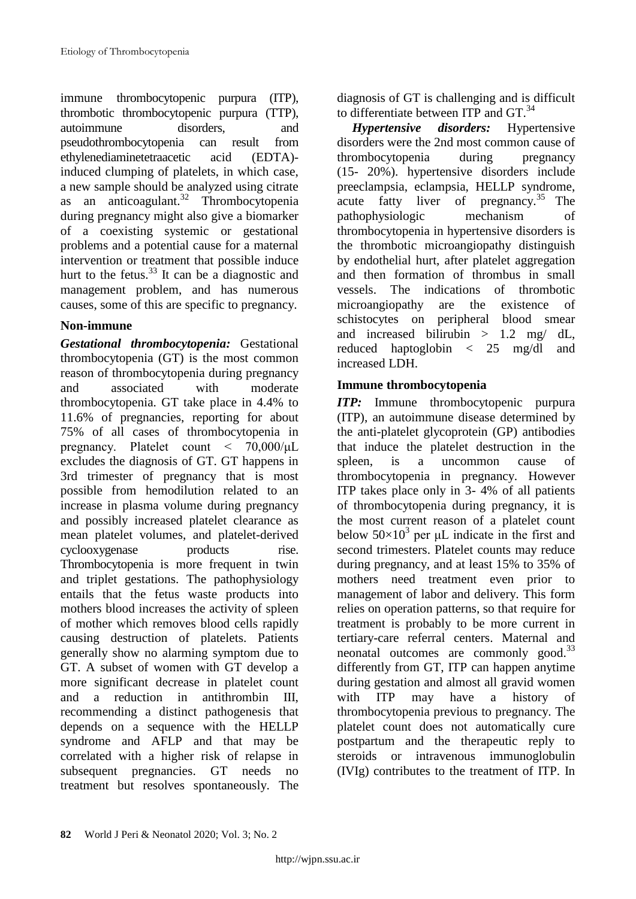immune thrombocytopenic purpura (ITP), thrombotic thrombocytopenic purpura (TTP), autoimmune disorders, and pseudothrombocytopenia can result from ethylenediaminetetraacetic acid (EDTA)-induced clumping of platelets, in which case, a new sample should be analyzed using citrate as an anticoagulant.[32] Thrombocytopenia during pregnancy might also give a biomarker of a coexisting systemic or gestational problems and a potential cause for a maternal intervention or treatment that possible induce hurt to the fetus.[33] It can be a diagnostic and management problem, and has numerous causes, some of this are specific to pregnancy.

## Non-immune

***Gestational thrombocytopenia:*** Gestational thrombocytopenia (GT) is the most common reason of thrombocytopenia during pregnancy and associated with moderate thrombocytopenia. GT take place in 4.4% to 11.6% of pregnancies, reporting for about 75% of all cases of thrombocytopenia in pregnancy. Platelet count < 70,000/μL excludes the diagnosis of GT. GT happens in 3rd trimester of pregnancy that is most possible from hemodilution related to an increase in plasma volume during pregnancy and possibly increased platelet clearance as mean platelet volumes, and platelet-derived cyclooxygenase products rise. Thrombocytopenia is more frequent in twin and triplet gestations. The pathophysiology entails that the fetus waste products into mothers blood increases the activity of spleen of mother which removes blood cells rapidly causing destruction of platelets. Patients generally show no alarming symptom due to GT. A subset of women with GT develop a more significant decrease in platelet count and a reduction in antithrombin III, recommending a distinct pathogenesis that depends on a sequence with the HELLP syndrome and AFLP and that may be correlated with a higher risk of relapse in subsequent pregnancies. GT needs no treatment but resolves spontaneously. The diagnosis of GT is challenging and is difficult to differentiate between ITP and GT.[34]

***Hypertensive disorders:*** Hypertensive disorders were the 2nd most common cause of thrombocytopenia during pregnancy (15- 20%). hypertensive disorders include preeclampsia, eclampsia, HELLP syndrome, acute fatty liver of pregnancy.[35] The pathophysiologic mechanism of thrombocytopenia in hypertensive disorders is the thrombotic microangiopathy distinguish by endothelial hurt, after platelet aggregation and then formation of thrombus in small vessels. The indications of thrombotic microangiopathy are the existence of schistocytes on peripheral blood smear and increased bilirubin > 1.2 mg/ dL, reduced haptoglobin < 25 mg/dl and increased LDH.

## Immune thrombocytopenia

***ITP:*** Immune thrombocytopenic purpura (ITP), an autoimmune disease determined by the anti-platelet glycoprotein (GP) antibodies that induce the platelet destruction in the spleen, is a uncommon cause of thrombocytopenia in pregnancy. However ITP takes place only in 3- 4% of all patients of thrombocytopenia during pregnancy, it is the most current reason of a platelet count below $50 \times 10^3$ per μL indicate in the first and second trimesters. Platelet counts may reduce during pregnancy, and at least 15% to 35% of mothers need treatment even prior to management of labor and delivery. This form relies on operation patterns, so that require for treatment is probably to be more current in tertiary-care referral centers. Maternal and neonatal outcomes are commonly good.[33] differently from GT, ITP can happen anytime during gestation and almost all gravid women with ITP may have a history of thrombocytopenia previous to pregnancy. The platelet count does not automatically cure postpartum and the therapeutic reply to steroids or intravenous immunoglobulin (IVIg) contributes to the treatment of ITP. In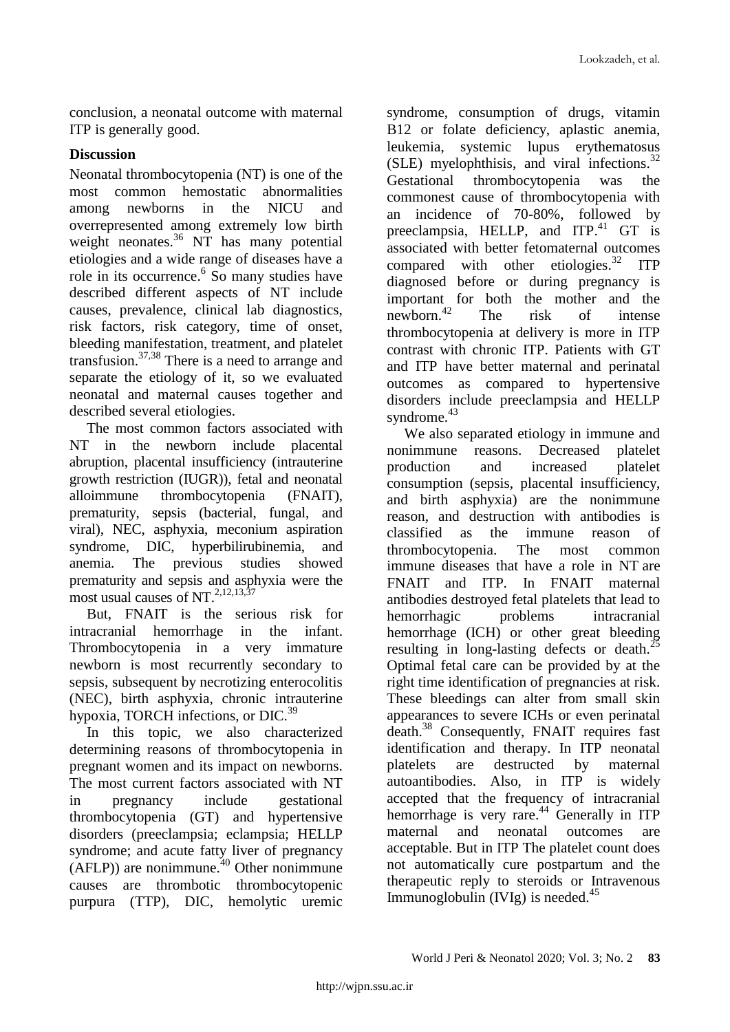conclusion, a neonatal outcome with maternal ITP is generally good.

## Discussion

Neonatal thrombocytopenia (NT) is one of the most common hemostatic abnormalities among newborns in the NICU and overrepresented among extremely low birth weight neonates.[36] NT has many potential etiologies and a wide range of diseases have a role in its occurrence.[6] So many studies have described different aspects of NT include causes, prevalence, clinical lab diagnostics, risk factors, risk category, time of onset, bleeding manifestation, treatment, and platelet transfusion.[37,38] There is a need to arrange and separate the etiology of it, so we evaluated neonatal and maternal causes together and described several etiologies.

The most common factors associated with NT in the newborn include placental abruption, placental insufficiency (intrauterine growth restriction (IUGR)), fetal and neonatal alloimmune thrombocytopenia (FNAIT), prematurity, sepsis (bacterial, fungal, and viral), NEC, asphyxia, meconium aspiration syndrome, DIC, hyperbilirubinemia, and anemia. The previous studies showed prematurity and sepsis and asphyxia were the most usual causes of NT.[2,12,13,37]

But, FNAIT is the serious risk for intracranial hemorrhage in the infant. Thrombocytopenia in a very immature newborn is most recurrently secondary to sepsis, subsequent by necrotizing enterocolitis (NEC), birth asphyxia, chronic intrauterine hypoxia, TORCH infections, or DIC.[39]

In this topic, we also characterized determining reasons of thrombocytopenia in pregnant women and its impact on newborns. The most current factors associated with NT in pregnancy include gestational thrombocytopenia (GT) and hypertensive disorders (preeclampsia; eclampsia; HELLP syndrome; and acute fatty liver of pregnancy (AFLP)) are nonimmune.[40] Other nonimmune causes are thrombotic thrombocytopenic purpura (TTP), DIC, hemolytic uremic syndrome, consumption of drugs, vitamin B12 or folate deficiency, aplastic anemia, leukemia, systemic lupus erythematosus (SLE) myelophthisis, and viral infections.[32] Gestational thrombocytopenia was the commonest cause of thrombocytopenia with an incidence of 70-80%, followed by preeclampsia, HELLP, and ITP.[41] GT is associated with better fetomaternal outcomes compared with other etiologies.[32] ITP diagnosed before or during pregnancy is important for both the mother and the newborn.[42] The risk of intense thrombocytopenia at delivery is more in ITP contrast with chronic ITP. Patients with GT and ITP have better maternal and perinatal outcomes as compared to hypertensive disorders include preeclampsia and HELLP syndrome.[43]

We also separated etiology in immune and nonimmune reasons. Decreased platelet production and increased platelet consumption (sepsis, placental insufficiency, and birth asphyxia) are the nonimmune reason, and destruction with antibodies is classified as the immune reason of thrombocytopenia. The most common immune diseases that have a role in NT are FNAIT and ITP. In FNAIT maternal antibodies destroyed fetal platelets that lead to hemorrhagic problems intracranial hemorrhage (ICH) or other great bleeding resulting in long-lasting defects or death.[25] Optimal fetal care can be provided by at the right time identification of pregnancies at risk. These bleedings can alter from small skin appearances to severe ICHs or even perinatal death.[38] Consequently, FNAIT requires fast identification and therapy. In ITP neonatal platelets are destructed by maternal autoantibodies. Also, in ITP is widely accepted that the frequency of intracranial hemorrhage is very rare.[44] Generally in ITP maternal and neonatal outcomes are acceptable. But in ITP The platelet count does not automatically cure postpartum and the therapeutic reply to steroids or Intravenous Immunoglobulin (IVIg) is needed.[45]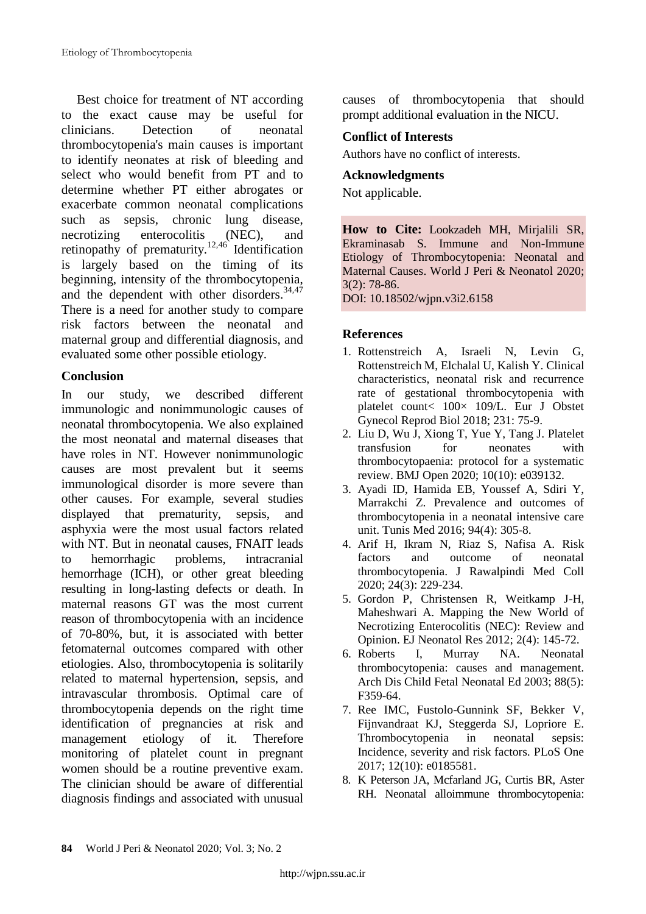Best choice for treatment of NT according to the exact cause may be useful for clinicians. Detection of neonatal thrombocytopenia's main causes is important to identify neonates at risk of bleeding and select who would benefit from PT and to determine whether PT either abrogates or exacerbate common neonatal complications such as sepsis, chronic lung disease, necrotizing enterocolitis (NEC), and retinopathy of prematurity.[12,46] Identification is largely based on the timing of its beginning, intensity of the thrombocytopenia, and the dependent with other disorders.[34,47] There is a need for another study to compare risk factors between the neonatal and maternal group and differential diagnosis, and evaluated some other possible etiology.

## Conclusion

In our study, we described different immunologic and nonimmunologic causes of neonatal thrombocytopenia. We also explained the most neonatal and maternal diseases that have roles in NT. However nonimmunologic causes are most prevalent but it seems immunological disorder is more severe than other causes. For example, several studies displayed that prematurity, sepsis, and asphyxia were the most usual factors related with NT. But in neonatal causes, FNAIT leads to hemorrhagic problems, intracranial hemorrhage (ICH), or other great bleeding resulting in long-lasting defects or death. In maternal reasons GT was the most current reason of thrombocytopenia with an incidence of 70-80%, but, it is associated with better fetomaternal outcomes compared with other etiologies. Also, thrombocytopenia is solitarily related to maternal hypertension, sepsis, and intravascular thrombosis. Optimal care of thrombocytopenia depends on the right time identification of pregnancies at risk and management etiology of it. Therefore monitoring of platelet count in pregnant women should be a routine preventive exam. The clinician should be aware of differential diagnosis findings and associated with unusual causes of thrombocytopenia that should prompt additional evaluation in the NICU.

## Conflict of Interests

Authors have no conflict of interests.

## Acknowledgments

Not applicable.

**How to Cite:** Lookzadeh MH, Mirjalili SR, Ekraminasab S. Immune and Non-Immune Etiology of Thrombocytopenia: Neonatal and Maternal Causes. World J Peri & Neonatol 2020; 3(2): 78-86.
DOI: 10.18502/wjpn.v3i2.6158

## References

1. Rottenstreich A, Israeli N, Levin G, Rottenstreich M, Elchalal U, Kalish Y. Clinical characteristics, neonatal risk and recurrence rate of gestational thrombocytopenia with platelet count< 100× 109/L. Eur J Obstet Gynecol Reprod Biol 2018; 231: 75-9.
2. Liu D, Wu J, Xiong T, Yue Y, Tang J. Platelet transfusion for neonates with thrombocytopaenia: protocol for a systematic review. BMJ Open 2020; 10(10): e039132.
3. Ayadi ID, Hamida EB, Youssef A, Sdiri Y, Marrakchi Z. Prevalence and outcomes of thrombocytopenia in a neonatal intensive care unit. Tunis Med 2016; 94(4): 305-8.
4. Arif H, Ikram N, Riaz S, Nafisa A. Risk factors and outcome of neonatal thrombocytopenia. J Rawalpindi Med Coll 2020; 24(3): 229-234.
5. Gordon P, Christensen R, Weitkamp J-H, Maheshwari A. Mapping the New World of Necrotizing Enterocolitis (NEC): Review and Opinion. EJ Neonatol Res 2012; 2(4): 145-72.
6. Roberts I, Murray NA. Neonatal thrombocytopenia: causes and management. Arch Dis Child Fetal Neonatal Ed 2003; 88(5): F359-64.
7. Ree IMC, Fustolo-Gunnink SF, Bekker V, Fijnvandraat KJ, Steggerda SJ, Lopriore E. Thrombocytopenia in neonatal sepsis: Incidence, severity and risk factors. PLoS One 2017; 12(10): e0185581.
8. K Peterson JA, Mcfarland JG, Curtis BR, Aster RH. Neonatal alloimmune thrombocytopenia: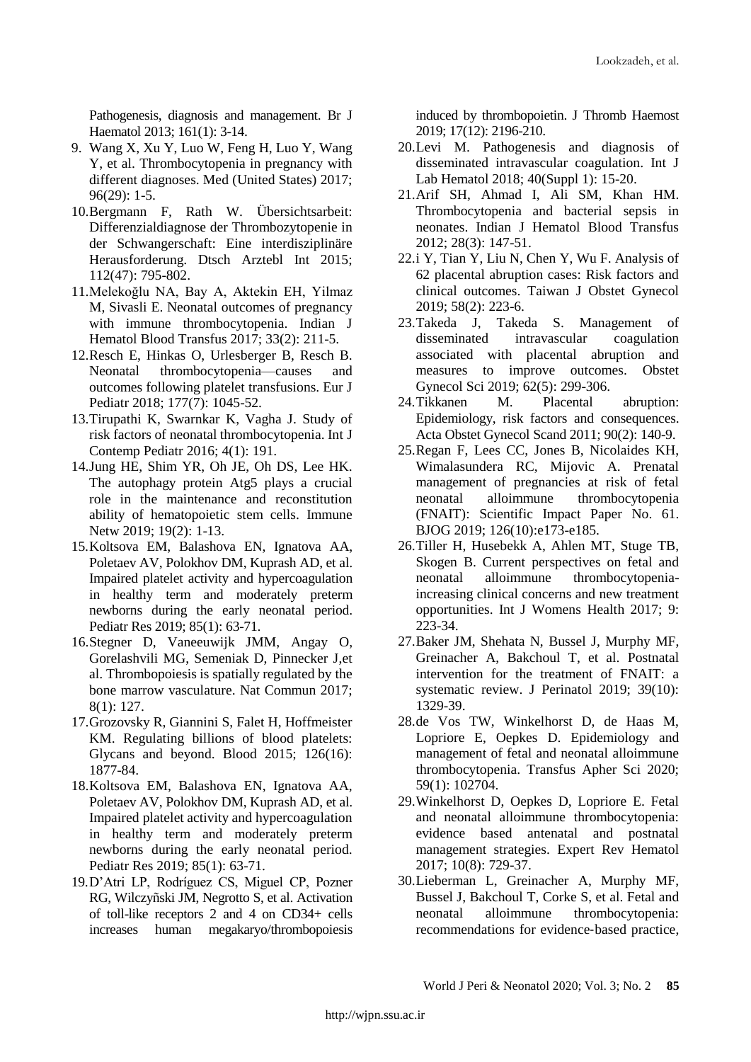Pathogenesis, diagnosis and management. Br J Haematol 2013; 161(1): 3-14.

9. Wang X, Xu Y, Luo W, Feng H, Luo Y, Wang Y, et al. Thrombocytopenia in pregnancy with different diagnoses. Med (United States) 2017; 96(29): 1-5.
10. Bergmann F, Rath W. Übersichtsarbeit: Differenzialdiagnose der Thrombozytopenie in der Schwangerschaft: Eine interdisziplinäre Herausforderung. Dtsch Arztebl Int 2015; 112(47): 795-802.
11. Melekoğlu NA, Bay A, Aktekin EH, Yilmaz M, Sivasli E. Neonatal outcomes of pregnancy with immune thrombocytopenia. Indian J Hematol Blood Transfus 2017; 33(2): 211-5.
12. Resch E, Hinkas O, Urlesberger B, Resch B. Neonatal thrombocytopenia—causes and outcomes following platelet transfusions. Eur J Pediatr 2018; 177(7): 1045-52.
13. Tirupathi K, Swarnkar K, Vagha J. Study of risk factors of neonatal thrombocytopenia. Int J Contemp Pediatr 2016; 4(1): 191.
14. Jung HE, Shim YR, Oh JE, Oh DS, Lee HK. The autophagy protein Atg5 plays a crucial role in the maintenance and reconstitution ability of hematopoietic stem cells. Immune Netw 2019; 19(2): 1-13.
15. Koltsova EM, Balashova EN, Ignatova AA, Poletaev AV, Polokhov DM, Kuprash AD, et al. Impaired platelet activity and hypercoagulation in healthy term and moderately preterm newborns during the early neonatal period. Pediatr Res 2019; 85(1): 63-71.
16. Stegner D, Vaneeuwijk JMM, Angay O, Gorelashvili MG, Semeniak D, Pinnecker J,et al. Thrombopoiesis is spatially regulated by the bone marrow vasculature. Nat Commun 2017; 8(1): 127.
17. Grozovsky R, Giannini S, Falet H, Hoffmeister KM. Regulating billions of blood platelets: Glycans and beyond. Blood 2015; 126(16): 1877-84.
18. Koltsova EM, Balashova EN, Ignatova AA, Poletaev AV, Polokhov DM, Kuprash AD, et al. Impaired platelet activity and hypercoagulation in healthy term and moderately preterm newborns during the early neonatal period. Pediatr Res 2019; 85(1): 63-71.
19. D'Atri LP, Rodríguez CS, Miguel CP, Pozner RG, Wilczyñski JM, Negrotto S, et al. Activation of toll-like receptors 2 and 4 on CD34+ cells increases human megakaryo/thrombopoiesis induced by thrombopoietin. J Thromb Haemost 2019; 17(12): 2196-210.
20. Levi M. Pathogenesis and diagnosis of disseminated intravascular coagulation. Int J Lab Hematol 2018; 40(Suppl 1): 15-20.
21. Arif SH, Ahmad I, Ali SM, Khan HM. Thrombocytopenia and bacterial sepsis in neonates. Indian J Hematol Blood Transfus 2012; 28(3): 147-51.
22. i Y, Tian Y, Liu N, Chen Y, Wu F. Analysis of 62 placental abruption cases: Risk factors and clinical outcomes. Taiwan J Obstet Gynecol 2019; 58(2): 223-6.
23. Takeda J, Takeda S. Management of disseminated intravascular coagulation associated with placental abruption and measures to improve outcomes. Obstet Gynecol Sci 2019; 62(5): 299-306.
24. Tikkanen M. Placental abruption: Epidemiology, risk factors and consequences. Acta Obstet Gynecol Scand 2011; 90(2): 140-9.
25. Regan F, Lees CC, Jones B, Nicolaides KH, Wimalasundera RC, Mijovic A. Prenatal management of pregnancies at risk of fetal neonatal alloimmune thrombocytopenia (FNAIT): Scientific Impact Paper No. 61. BJOG 2019; 126(10):e173-e185.
26. Tiller H, Husebekk A, Ahlen MT, Stuge TB, Skogen B. Current perspectives on fetal and neonatal alloimmune thrombocytopenia-increasing clinical concerns and new treatment opportunities. Int J Womens Health 2017; 9: 223-34.
27. Baker JM, Shehata N, Bussel J, Murphy MF, Greinacher A, Bakchoul T, et al. Postnatal intervention for the treatment of FNAIT: a systematic review. J Perinatol 2019; 39(10): 1329-39.
28. de Vos TW, Winkelhorst D, de Haas M, Lopriore E, Oepkes D. Epidemiology and management of fetal and neonatal alloimmune thrombocytopenia. Transfus Apher Sci 2020; 59(1): 102704.
29. Winkelhorst D, Oepkes D, Lopriore E. Fetal and neonatal alloimmune thrombocytopenia: evidence based antenatal and postnatal management strategies. Expert Rev Hematol 2017; 10(8): 729-37.
30. Lieberman L, Greinacher A, Murphy MF, Bussel J, Bakchoul T, Corke S, et al. Fetal and neonatal alloimmune thrombocytopenia: recommendations for evidence-based practice,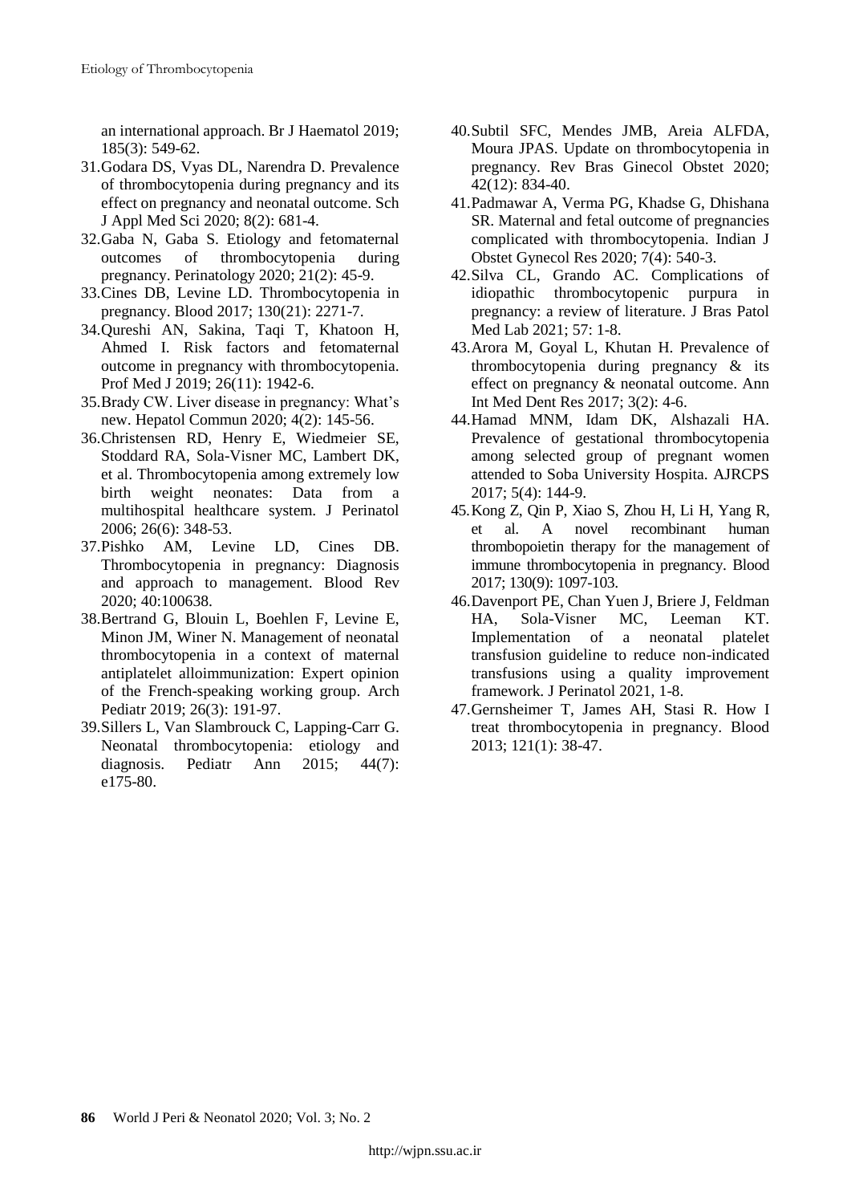an international approach. Br J Haematol 2019; 185(3): 549-62.

31. Godara DS, Vyas DL, Narendra D. Prevalence of thrombocytopenia during pregnancy and its effect on pregnancy and neonatal outcome. Sch J Appl Med Sci 2020; 8(2): 681-4.
32. Gaba N, Gaba S. Etiology and fetomaternal outcomes of thrombocytopenia during pregnancy. Perinatology 2020; 21(2): 45-9.
33. Cines DB, Levine LD. Thrombocytopenia in pregnancy. Blood 2017; 130(21): 2271-7.
34. Qureshi AN, Sakina, Taqi T, Khatoon H, Ahmed I. Risk factors and fetomaternal outcome in pregnancy with thrombocytopenia. Prof Med J 2019; 26(11): 1942-6.
35. Brady CW. Liver disease in pregnancy: What's new. Hepatol Commun 2020; 4(2): 145-56.
36. Christensen RD, Henry E, Wiedmeier SE, Stoddard RA, Sola-Visner MC, Lambert DK, et al. Thrombocytopenia among extremely low birth weight neonates: Data from a multihospital healthcare system. J Perinatol 2006; 26(6): 348-53.
37. Pishko AM, Levine LD, Cines DB. Thrombocytopenia in pregnancy: Diagnosis and approach to management. Blood Rev 2020; 40:100638.
38. Bertrand G, Blouin L, Boehlen F, Levine E, Minon JM, Winer N. Management of neonatal thrombocytopenia in a context of maternal antiplatelet alloimmunization: Expert opinion of the French-speaking working group. Arch Pediatr 2019; 26(3): 191-97.
39. Sillers L, Van Slambrouck C, Lapping-Carr G. Neonatal thrombocytopenia: etiology and diagnosis. Pediatr Ann 2015; 44(7): e175-80.
40. Subtil SFC, Mendes JMB, Areia ALFDA, Moura JPAS. Update on thrombocytopenia in pregnancy. Rev Bras Ginecol Obstet 2020; 42(12): 834-40.
41. Padmawar A, Verma PG, Khadse G, Dhishana SR. Maternal and fetal outcome of pregnancies complicated with thrombocytopenia. Indian J Obstet Gynecol Res 2020; 7(4): 540-3.
42. Silva CL, Grando AC. Complications of idiopathic thrombocytopenic purpura in pregnancy: a review of literature. J Bras Patol Med Lab 2021; 57: 1-8.
43. Arora M, Goyal L, Khutan H. Prevalence of thrombocytopenia during pregnancy & its effect on pregnancy & neonatal outcome. Ann Int Med Dent Res 2017; 3(2): 4-6.
44. Hamad MNM, Idam DK, Alshazali HA. Prevalence of gestational thrombocytopenia among selected group of pregnant women attended to Soba University Hospita. AJRCPS 2017; 5(4): 144-9.
45. Kong Z, Qin P, Xiao S, Zhou H, Li H, Yang R, et al. A novel recombinant human thrombopoietin therapy for the management of immune thrombocytopenia in pregnancy. Blood 2017; 130(9): 1097-103.
46. Davenport PE, Chan Yuen J, Briere J, Feldman HA, Sola-Visner MC, Leeman KT. Implementation of a neonatal platelet transfusion guideline to reduce non-indicated transfusions using a quality improvement framework. J Perinatol 2021, 1-8.
47. Gernsheimer T, James AH, Stasi R. How I treat thrombocytopenia in pregnancy. Blood 2013; 121(1): 38-47.